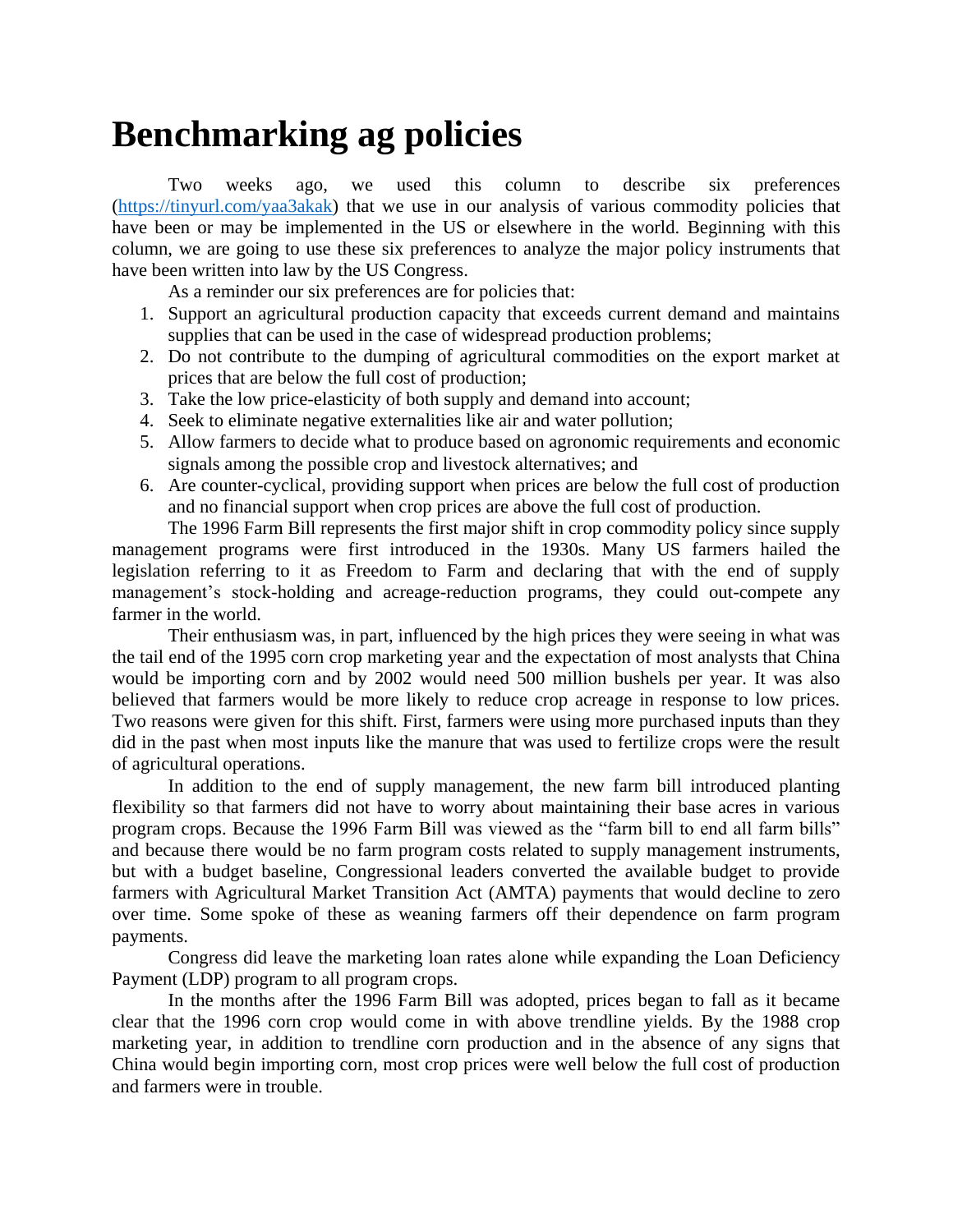# Benchmarking ag policies

Two weeks ago, we used this column to describe six preferences (https://tinyurl.com/yaa3akak) that we use in our analysis of various commodity policies that have been or may be implemented in the US or elsewhere in the world. Beginning with this column, we are going to use these six preferences to analyze the major policy instruments that have been written into law by the US Congress.

As a reminder our six preferences are for policies that:

1. Support an agricultural production capacity that exceeds current demand and maintains supplies that can be used in the case of widespread production problems;
2. Do not contribute to the dumping of agricultural commodities on the export market at prices that are below the full cost of production;
3. Take the low price-elasticity of both supply and demand into account;
4. Seek to eliminate negative externalities like air and water pollution;
5. Allow farmers to decide what to produce based on agronomic requirements and economic signals among the possible crop and livestock alternatives; and
6. Are counter-cyclical, providing support when prices are below the full cost of production and no financial support when crop prices are above the full cost of production.

The 1996 Farm Bill represents the first major shift in crop commodity policy since supply management programs were first introduced in the 1930s. Many US farmers hailed the legislation referring to it as Freedom to Farm and declaring that with the end of supply management's stock-holding and acreage-reduction programs, they could out-compete any farmer in the world.

Their enthusiasm was, in part, influenced by the high prices they were seeing in what was the tail end of the 1995 corn crop marketing year and the expectation of most analysts that China would be importing corn and by 2002 would need 500 million bushels per year. It was also believed that farmers would be more likely to reduce crop acreage in response to low prices. Two reasons were given for this shift. First, farmers were using more purchased inputs than they did in the past when most inputs like the manure that was used to fertilize crops were the result of agricultural operations.

In addition to the end of supply management, the new farm bill introduced planting flexibility so that farmers did not have to worry about maintaining their base acres in various program crops. Because the 1996 Farm Bill was viewed as the "farm bill to end all farm bills" and because there would be no farm program costs related to supply management instruments, but with a budget baseline, Congressional leaders converted the available budget to provide farmers with Agricultural Market Transition Act (AMTA) payments that would decline to zero over time. Some spoke of these as weaning farmers off their dependence on farm program payments.

Congress did leave the marketing loan rates alone while expanding the Loan Deficiency Payment (LDP) program to all program crops.

In the months after the 1996 Farm Bill was adopted, prices began to fall as it became clear that the 1996 corn crop would come in with above trendline yields. By the 1988 crop marketing year, in addition to trendline corn production and in the absence of any signs that China would begin importing corn, most crop prices were well below the full cost of production and farmers were in trouble.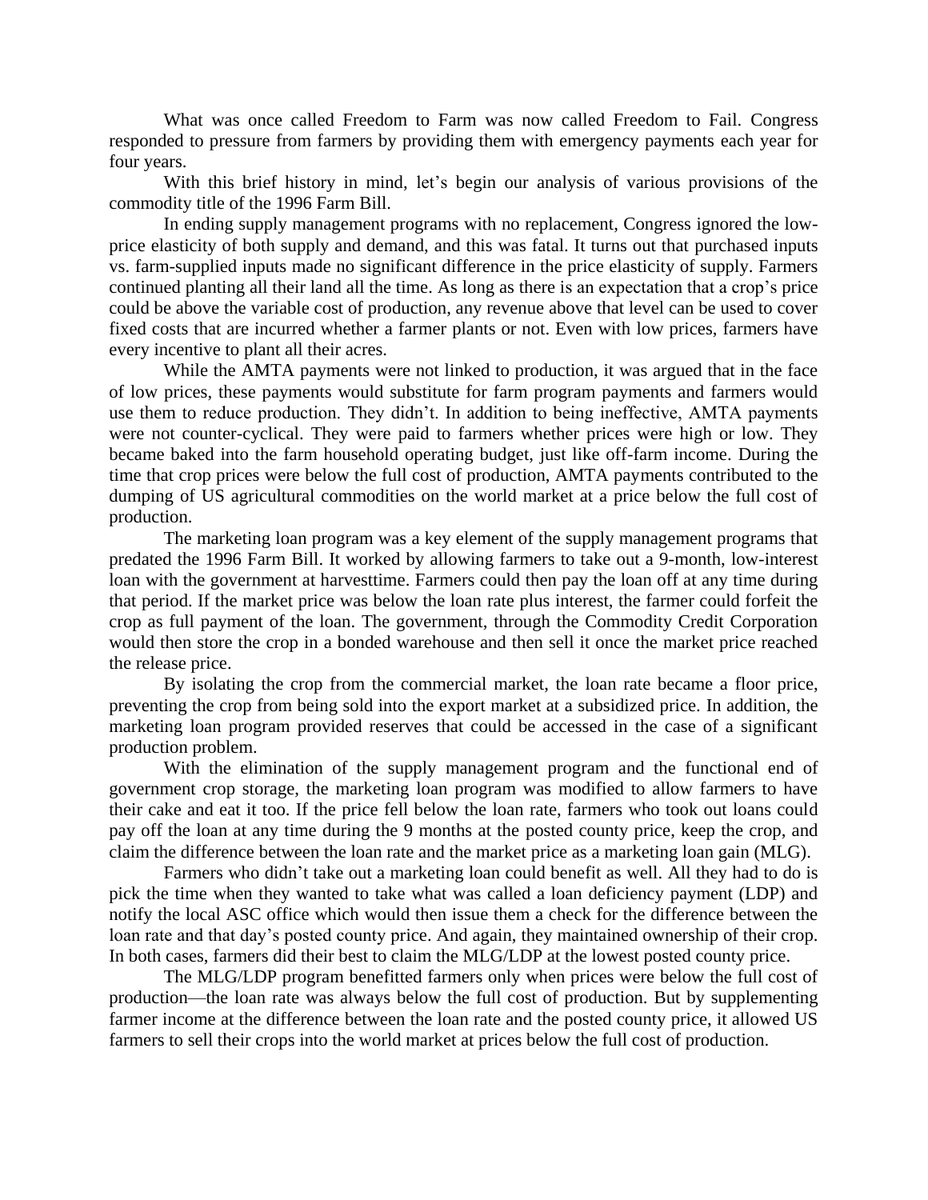What was once called Freedom to Farm was now called Freedom to Fail. Congress responded to pressure from farmers by providing them with emergency payments each year for four years.

With this brief history in mind, let's begin our analysis of various provisions of the commodity title of the 1996 Farm Bill.

In ending supply management programs with no replacement, Congress ignored the low-price elasticity of both supply and demand, and this was fatal. It turns out that purchased inputs vs. farm-supplied inputs made no significant difference in the price elasticity of supply. Farmers continued planting all their land all the time. As long as there is an expectation that a crop's price could be above the variable cost of production, any revenue above that level can be used to cover fixed costs that are incurred whether a farmer plants or not. Even with low prices, farmers have every incentive to plant all their acres.

While the AMTA payments were not linked to production, it was argued that in the face of low prices, these payments would substitute for farm program payments and farmers would use them to reduce production. They didn't. In addition to being ineffective, AMTA payments were not counter-cyclical. They were paid to farmers whether prices were high or low. They became baked into the farm household operating budget, just like off-farm income. During the time that crop prices were below the full cost of production, AMTA payments contributed to the dumping of US agricultural commodities on the world market at a price below the full cost of production.

The marketing loan program was a key element of the supply management programs that predated the 1996 Farm Bill. It worked by allowing farmers to take out a 9-month, low-interest loan with the government at harvesttime. Farmers could then pay the loan off at any time during that period. If the market price was below the loan rate plus interest, the farmer could forfeit the crop as full payment of the loan. The government, through the Commodity Credit Corporation would then store the crop in a bonded warehouse and then sell it once the market price reached the release price.

By isolating the crop from the commercial market, the loan rate became a floor price, preventing the crop from being sold into the export market at a subsidized price. In addition, the marketing loan program provided reserves that could be accessed in the case of a significant production problem.

With the elimination of the supply management program and the functional end of government crop storage, the marketing loan program was modified to allow farmers to have their cake and eat it too. If the price fell below the loan rate, farmers who took out loans could pay off the loan at any time during the 9 months at the posted county price, keep the crop, and claim the difference between the loan rate and the market price as a marketing loan gain (MLG).

Farmers who didn't take out a marketing loan could benefit as well. All they had to do is pick the time when they wanted to take what was called a loan deficiency payment (LDP) and notify the local ASC office which would then issue them a check for the difference between the loan rate and that day's posted county price. And again, they maintained ownership of their crop. In both cases, farmers did their best to claim the MLG/LDP at the lowest posted county price.

The MLG/LDP program benefitted farmers only when prices were below the full cost of production—the loan rate was always below the full cost of production. But by supplementing farmer income at the difference between the loan rate and the posted county price, it allowed US farmers to sell their crops into the world market at prices below the full cost of production.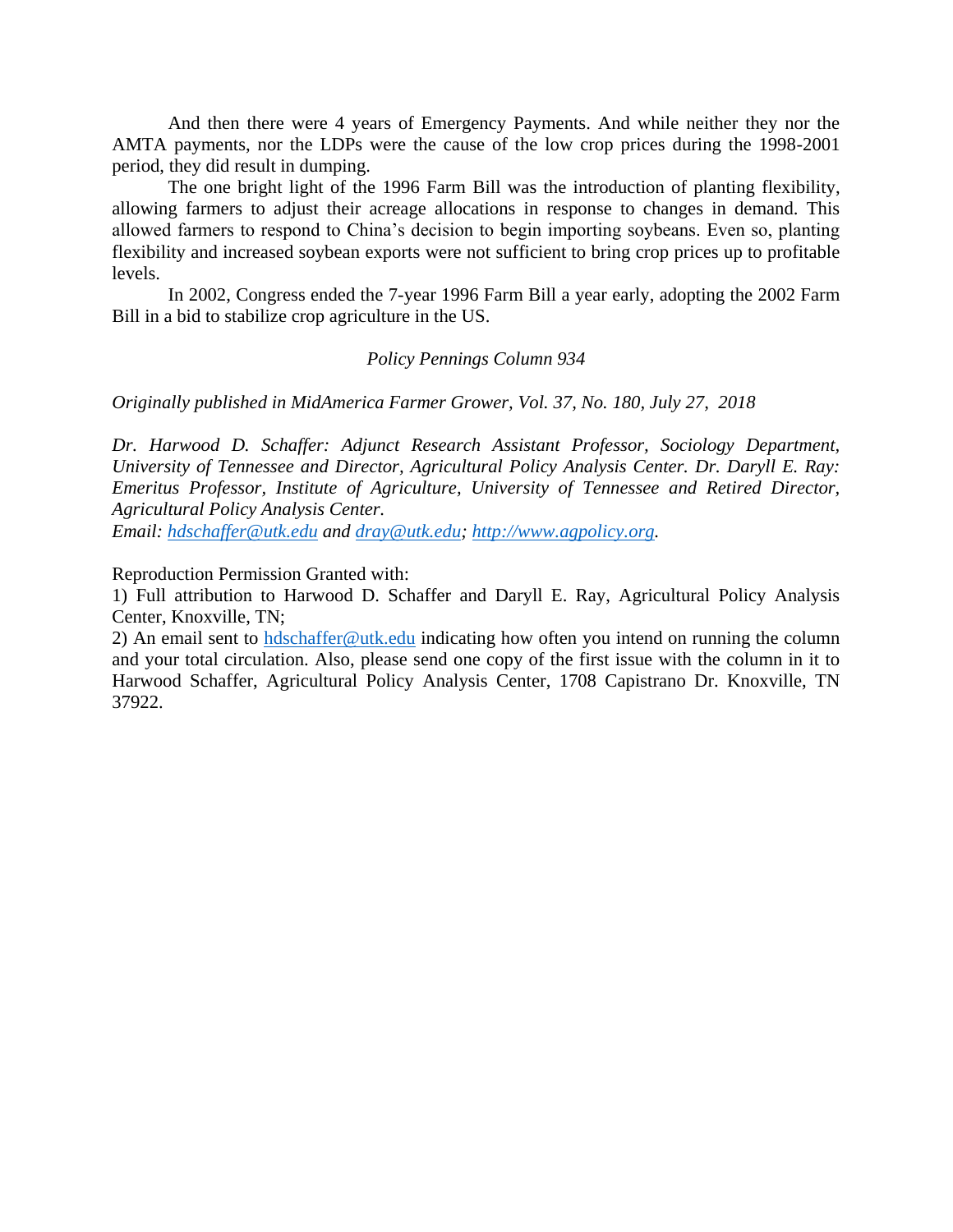And then there were 4 years of Emergency Payments. And while neither they nor the AMTA payments, nor the LDPs were the cause of the low crop prices during the 1998-2001 period, they did result in dumping.

The one bright light of the 1996 Farm Bill was the introduction of planting flexibility, allowing farmers to adjust their acreage allocations in response to changes in demand. This allowed farmers to respond to China's decision to begin importing soybeans. Even so, planting flexibility and increased soybean exports were not sufficient to bring crop prices up to profitable levels.

In 2002, Congress ended the 7-year 1996 Farm Bill a year early, adopting the 2002 Farm Bill in a bid to stabilize crop agriculture in the US.

*Policy Pennings Column 934*

*Originally published in MidAmerica Farmer Grower, Vol. 37, No. 180, July 27, 2018*

*Dr. Harwood D. Schaffer: Adjunct Research Assistant Professor, Sociology Department, University of Tennessee and Director, Agricultural Policy Analysis Center. Dr. Daryll E. Ray: Emeritus Professor, Institute of Agriculture, University of Tennessee and Retired Director, Agricultural Policy Analysis Center.*
*Email: [hdschaffer@utk.edu](mailto:hdschaffer@utk.edu) and [dray@utk.edu](mailto:dray@utk.edu); [http://www.agpolicy.org](http://www.agpolicy.org).*

Reproduction Permission Granted with:
1) Full attribution to Harwood D. Schaffer and Daryll E. Ray, Agricultural Policy Analysis Center, Knoxville, TN;
2) An email sent to [hdschaffer@utk.edu](mailto:hdschaffer@utk.edu) indicating how often you intend on running the column and your total circulation. Also, please send one copy of the first issue with the column in it to Harwood Schaffer, Agricultural Policy Analysis Center, 1708 Capistrano Dr. Knoxville, TN 37922.